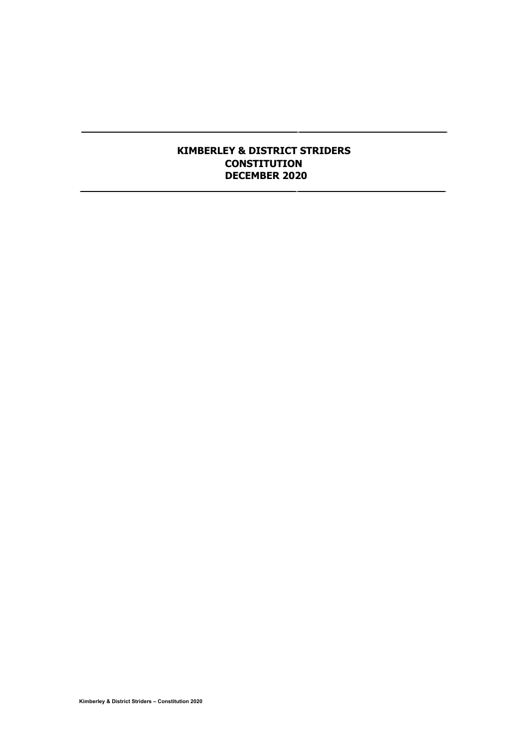# KIMBERLEY & DISTRICT STRIDERS
# CONSTITUTION
# DECEMBER 2020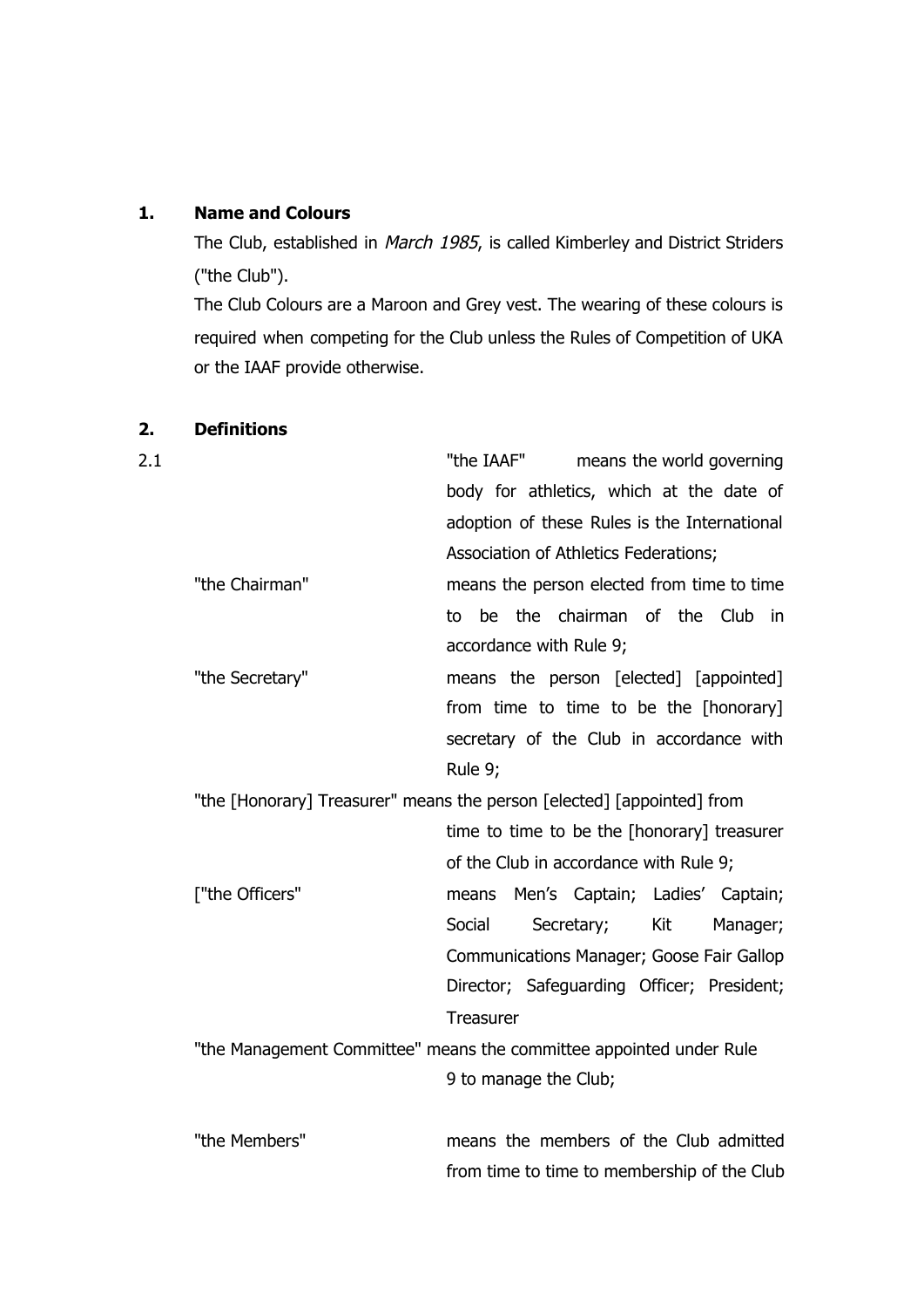## 1. Name and Colours

The Club, established in *March 1985*, is called Kimberley and District Striders ("the Club").

The Club Colours are a Maroon and Grey vest. The wearing of these colours is required when competing for the Club unless the Rules of Competition of UKA or the IAAF provide otherwise.

## 2. Definitions

2.1

| | |
|---|---|
| "the IAAF" | means the world governing body for athletics, which at the date of adoption of these Rules is the International Association of Athletics Federations; |
| "the Chairman" | means the person elected from time to time to be the chairman of the Club in accordance with Rule 9; |
| "the Secretary" | means the person [elected] [appointed] from time to time to be the [honorary] secretary of the Club in accordance with Rule 9; |
| "the [Honorary] Treasurer" | means the person [elected] [appointed] from time to time to be the [honorary] treasurer of the Club in accordance with Rule 9; |
| ["the Officers" | means Men's Captain; Ladies' Captain; Social Secretary; Kit Manager; Communications Manager; Goose Fair Gallop Director; Safeguarding Officer; President; Treasurer |
| "the Management Committee" | means the committee appointed under Rule 9 to manage the Club; |
| "the Members" | means the members of the Club admitted from time to time to membership of the Club |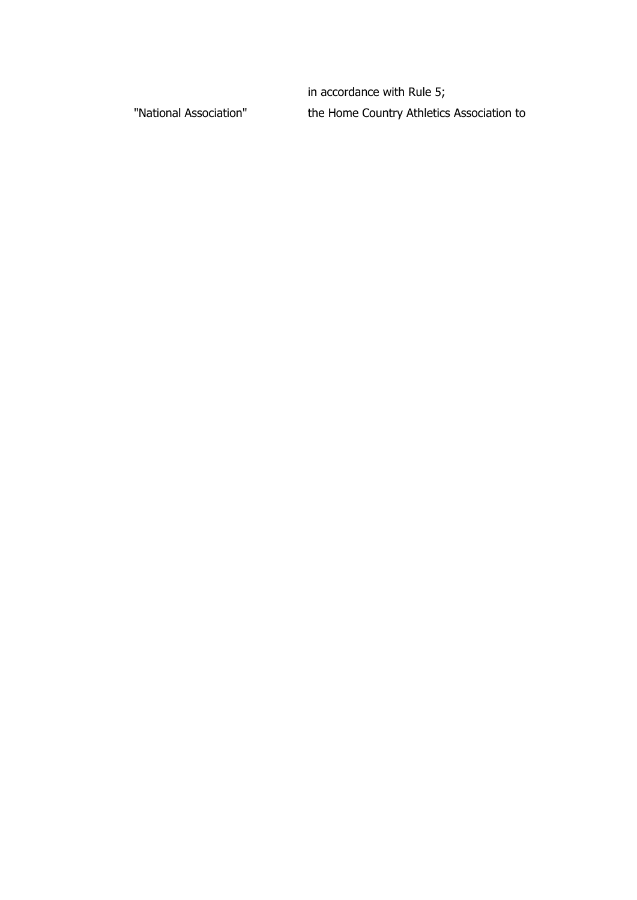| | |
|---|---|
| | in accordance with Rule 5; |
| "National Association" | the Home Country Athletics Association to |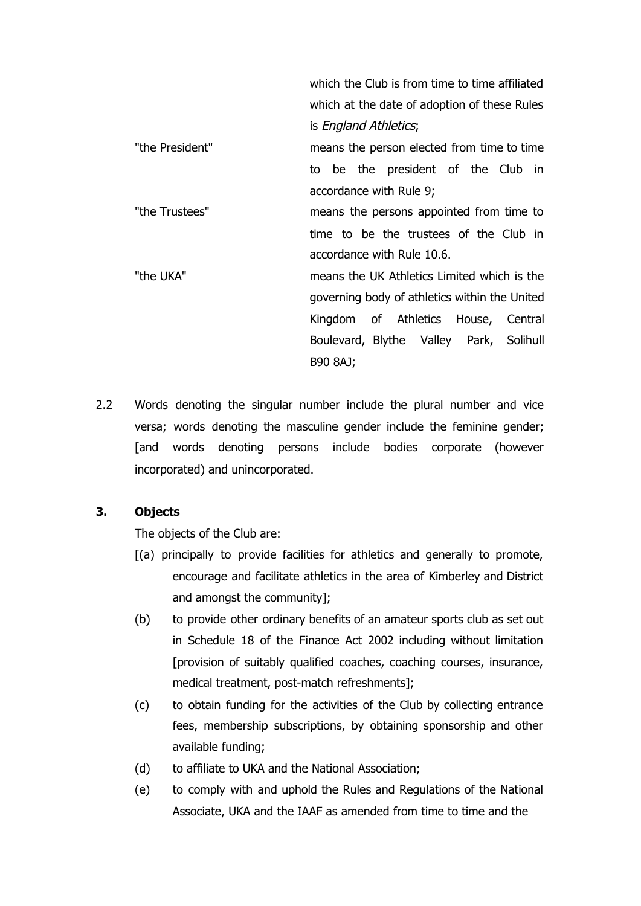| | |
|---|---|
| | which the Club is from time to time affiliated which at the date of adoption of these Rules is *England Athletics*; |
| "the President" | means the person elected from time to time to be the president of the Club in accordance with Rule 9; |
| "the Trustees" | means the persons appointed from time to time to be the trustees of the Club in accordance with Rule 10.6. |
| "the UKA" | means the UK Athletics Limited which is the governing body of athletics within the United Kingdom of Athletics House, Central Boulevard, Blythe Valley Park, Solihull B90 8AJ; |

2.2 Words denoting the singular number include the plural number and vice versa; words denoting the masculine gender include the feminine gender; [and words denoting persons include bodies corporate (however incorporated) and unincorporated.

## 3. Objects

The objects of the Club are:

[(a) principally to provide facilities for athletics and generally to promote, encourage and facilitate athletics in the area of Kimberley and District and amongst the community];

(b) to provide other ordinary benefits of an amateur sports club as set out in Schedule 18 of the Finance Act 2002 including without limitation [provision of suitably qualified coaches, coaching courses, insurance, medical treatment, post-match refreshments];

(c) to obtain funding for the activities of the Club by collecting entrance fees, membership subscriptions, by obtaining sponsorship and other available funding;

(d) to affiliate to UKA and the National Association;

(e) to comply with and uphold the Rules and Regulations of the National Associate, UKA and the IAAF as amended from time to time and the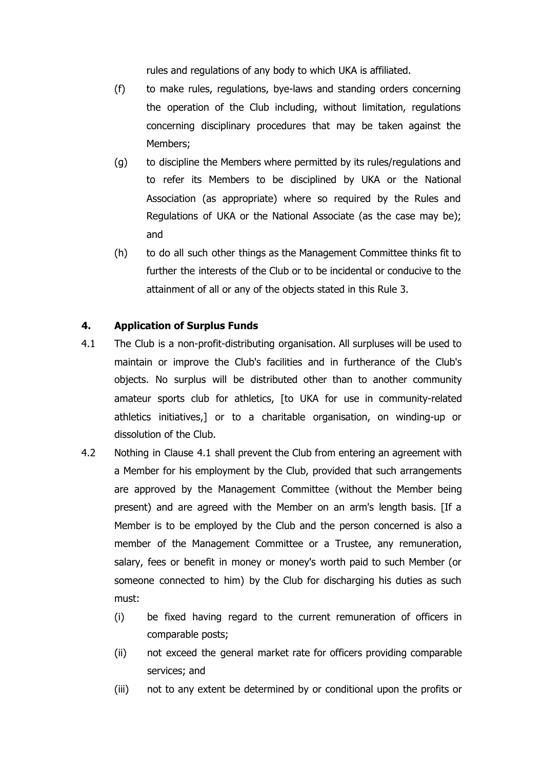rules and regulations of any body to which UKA is affiliated.

(f) to make rules, regulations, bye-laws and standing orders concerning the operation of the Club including, without limitation, regulations concerning disciplinary procedures that may be taken against the Members;

(g) to discipline the Members where permitted by its rules/regulations and to refer its Members to be disciplined by UKA or the National Association (as appropriate) where so required by the Rules and Regulations of UKA or the National Associate (as the case may be); and

(h) to do all such other things as the Management Committee thinks fit to further the interests of the Club or to be incidental or conducive to the attainment of all or any of the objects stated in this Rule 3.

## 4. Application of Surplus Funds

4.1 The Club is a non-profit-distributing organisation. All surpluses will be used to maintain or improve the Club's facilities and in furtherance of the Club's objects. No surplus will be distributed other than to another community amateur sports club for athletics, [to UKA for use in community-related athletics initiatives,] or to a charitable organisation, on winding-up or dissolution of the Club.

4.2 Nothing in Clause 4.1 shall prevent the Club from entering an agreement with a Member for his employment by the Club, provided that such arrangements are approved by the Management Committee (without the Member being present) and are agreed with the Member on an arm's length basis. [If a Member is to be employed by the Club and the person concerned is also a member of the Management Committee or a Trustee, any remuneration, salary, fees or benefit in money or money's worth paid to such Member (or someone connected to him) by the Club for discharging his duties as such must:

(i) be fixed having regard to the current remuneration of officers in comparable posts;

(ii) not exceed the general market rate for officers providing comparable services; and

(iii) not to any extent be determined by or conditional upon the profits or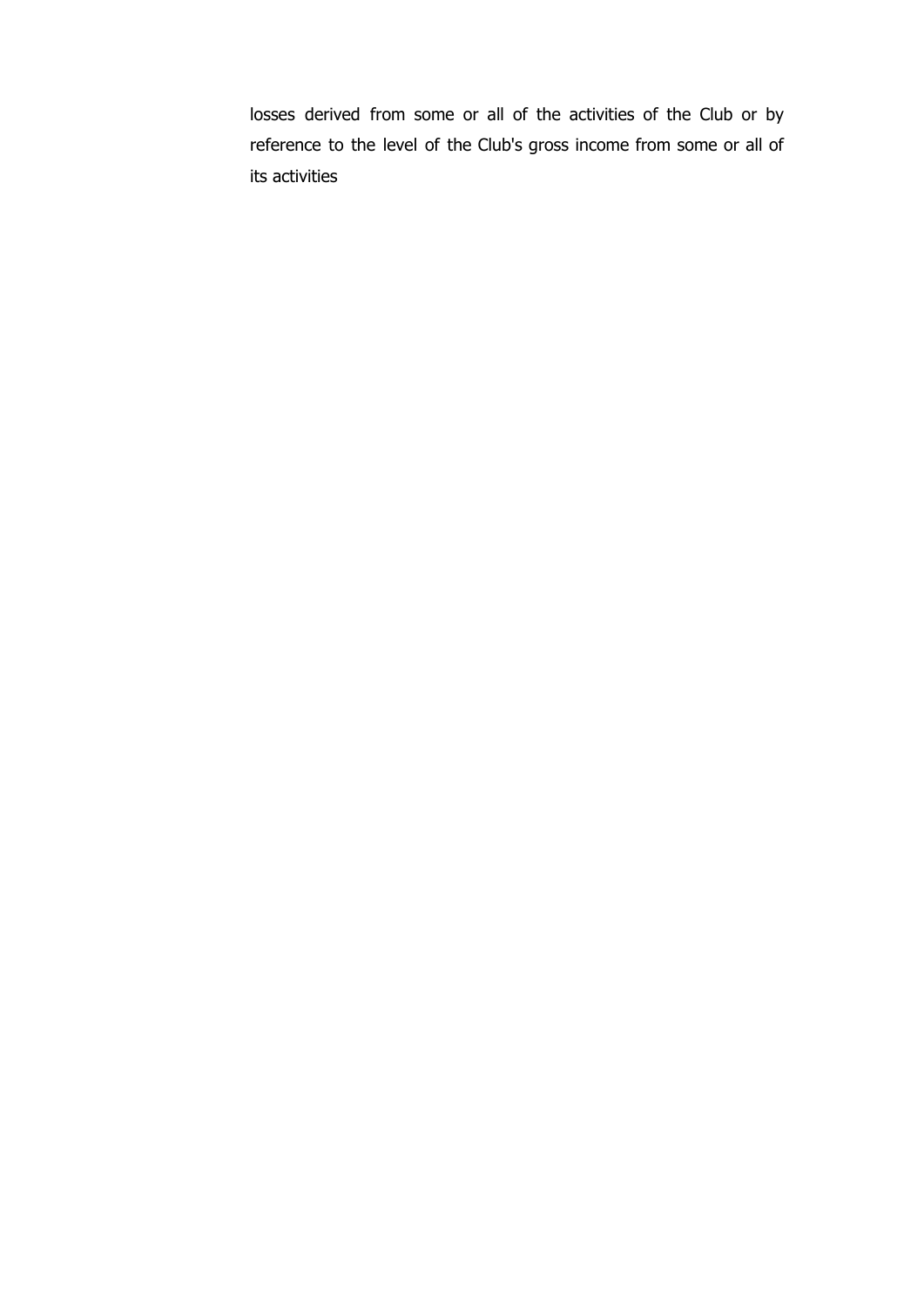losses derived from some or all of the activities of the Club or by reference to the level of the Club's gross income from some or all of its activities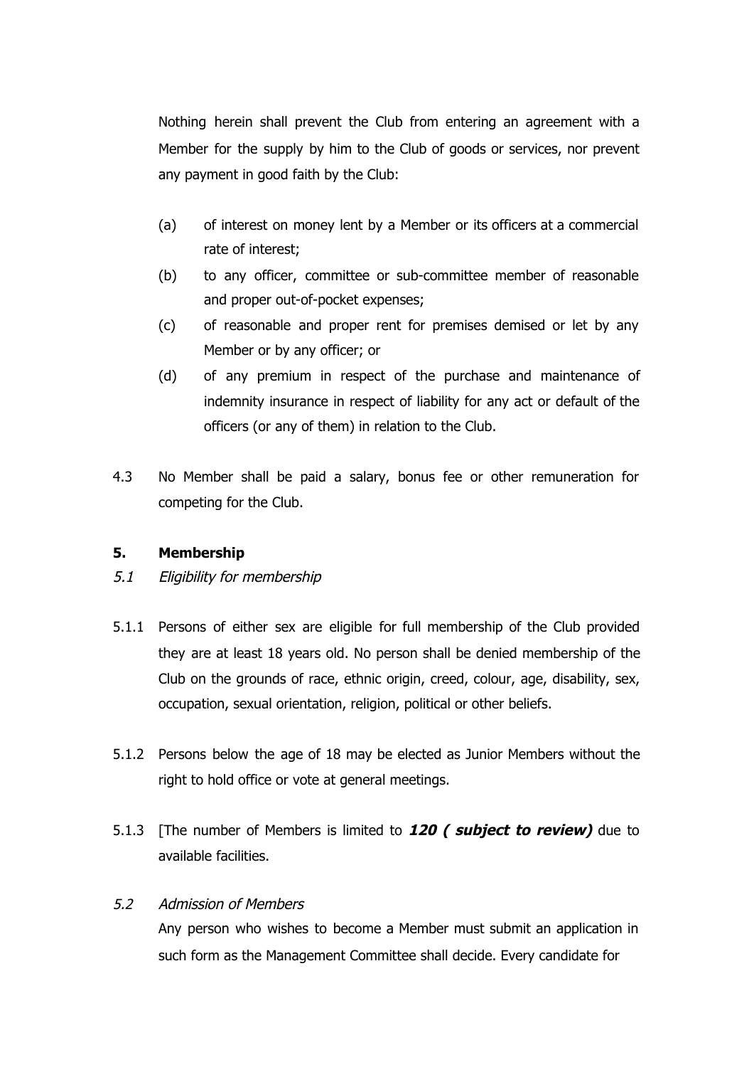Nothing herein shall prevent the Club from entering an agreement with a Member for the supply by him to the Club of goods or services, nor prevent any payment in good faith by the Club:

(a) of interest on money lent by a Member or its officers at a commercial rate of interest;

(b) to any officer, committee or sub-committee member of reasonable and proper out-of-pocket expenses;

(c) of reasonable and proper rent for premises demised or let by any Member or by any officer; or

(d) of any premium in respect of the purchase and maintenance of indemnity insurance in respect of liability for any act or default of the officers (or any of them) in relation to the Club.

4.3 No Member shall be paid a salary, bonus fee or other remuneration for competing for the Club.

## 5. Membership

### *5.1 Eligibility for membership*

5.1.1 Persons of either sex are eligible for full membership of the Club provided they are at least 18 years old. No person shall be denied membership of the Club on the grounds of race, ethnic origin, creed, colour, age, disability, sex, occupation, sexual orientation, religion, political or other beliefs.

5.1.2 Persons below the age of 18 may be elected as Junior Members without the right to hold office or vote at general meetings.

5.1.3 [The number of Members is limited to ***120 ( subject to review)*** due to available facilities.

### *5.2 Admission of Members*

Any person who wishes to become a Member must submit an application in such form as the Management Committee shall decide. Every candidate for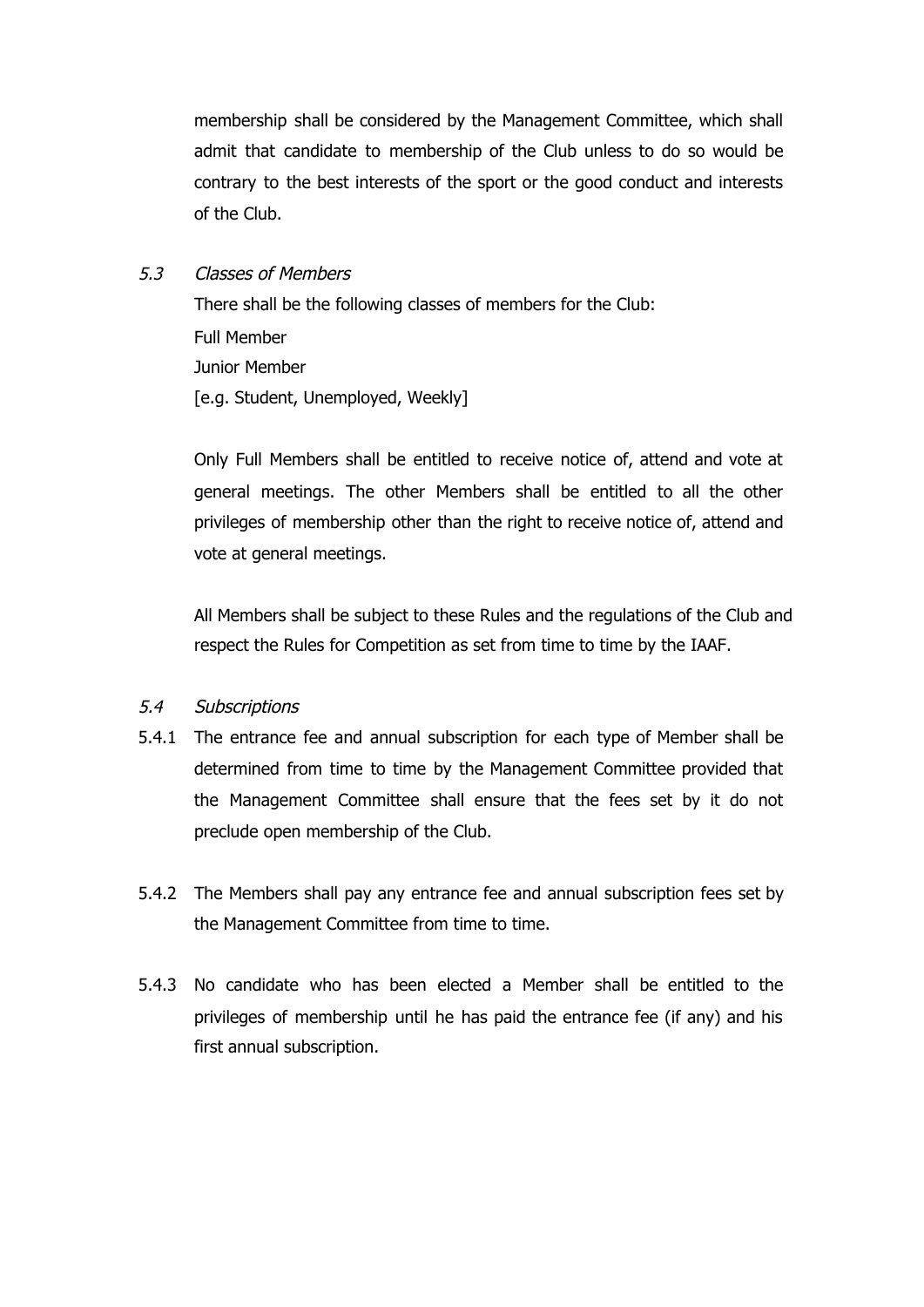membership shall be considered by the Management Committee, which shall admit that candidate to membership of the Club unless to do so would be contrary to the best interests of the sport or the good conduct and interests of the Club.

5.3 *Classes of Members*

There shall be the following classes of members for the Club:

Full Member

Junior Member

[e.g. Student, Unemployed, Weekly]

Only Full Members shall be entitled to receive notice of, attend and vote at general meetings. The other Members shall be entitled to all the other privileges of membership other than the right to receive notice of, attend and vote at general meetings.

All Members shall be subject to these Rules and the regulations of the Club and respect the Rules for Competition as set from time to time by the IAAF.

5.4 *Subscriptions*

5.4.1 The entrance fee and annual subscription for each type of Member shall be determined from time to time by the Management Committee provided that the Management Committee shall ensure that the fees set by it do not preclude open membership of the Club.

5.4.2 The Members shall pay any entrance fee and annual subscription fees set by the Management Committee from time to time.

5.4.3 No candidate who has been elected a Member shall be entitled to the privileges of membership until he has paid the entrance fee (if any) and his first annual subscription.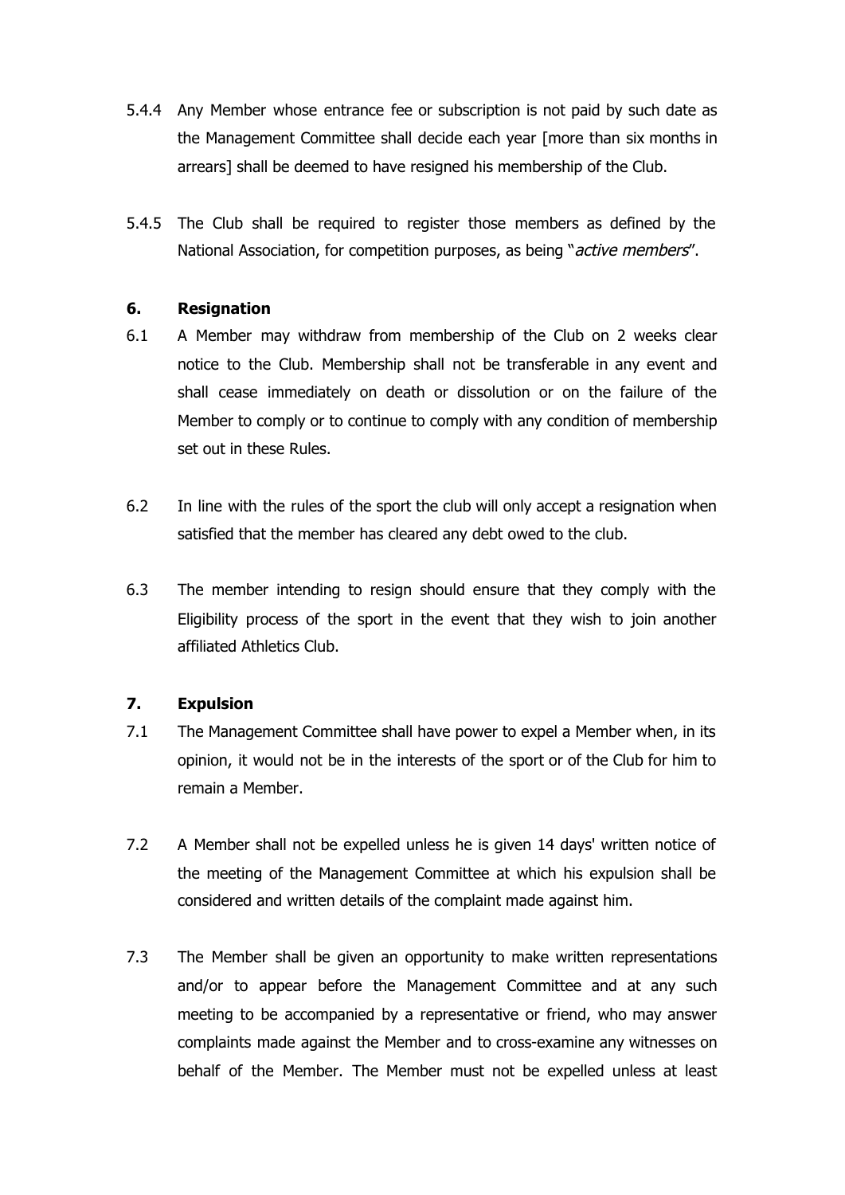5.4.4 Any Member whose entrance fee or subscription is not paid by such date as the Management Committee shall decide each year [more than six months in arrears] shall be deemed to have resigned his membership of the Club.

5.4.5 The Club shall be required to register those members as defined by the National Association, for competition purposes, as being "*active members*".

## 6. Resignation

6.1 A Member may withdraw from membership of the Club on 2 weeks clear notice to the Club. Membership shall not be transferable in any event and shall cease immediately on death or dissolution or on the failure of the Member to comply or to continue to comply with any condition of membership set out in these Rules.

6.2 In line with the rules of the sport the club will only accept a resignation when satisfied that the member has cleared any debt owed to the club.

6.3 The member intending to resign should ensure that they comply with the Eligibility process of the sport in the event that they wish to join another affiliated Athletics Club.

## 7. Expulsion

7.1 The Management Committee shall have power to expel a Member when, in its opinion, it would not be in the interests of the sport or of the Club for him to remain a Member.

7.2 A Member shall not be expelled unless he is given 14 days' written notice of the meeting of the Management Committee at which his expulsion shall be considered and written details of the complaint made against him.

7.3 The Member shall be given an opportunity to make written representations and/or to appear before the Management Committee and at any such meeting to be accompanied by a representative or friend, who may answer complaints made against the Member and to cross-examine any witnesses on behalf of the Member. The Member must not be expelled unless at least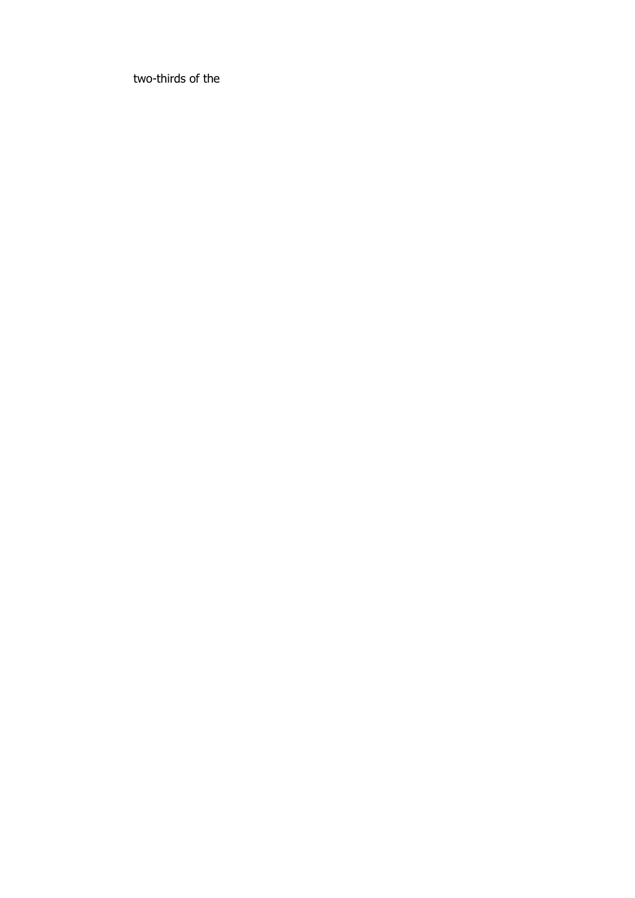two-thirds of the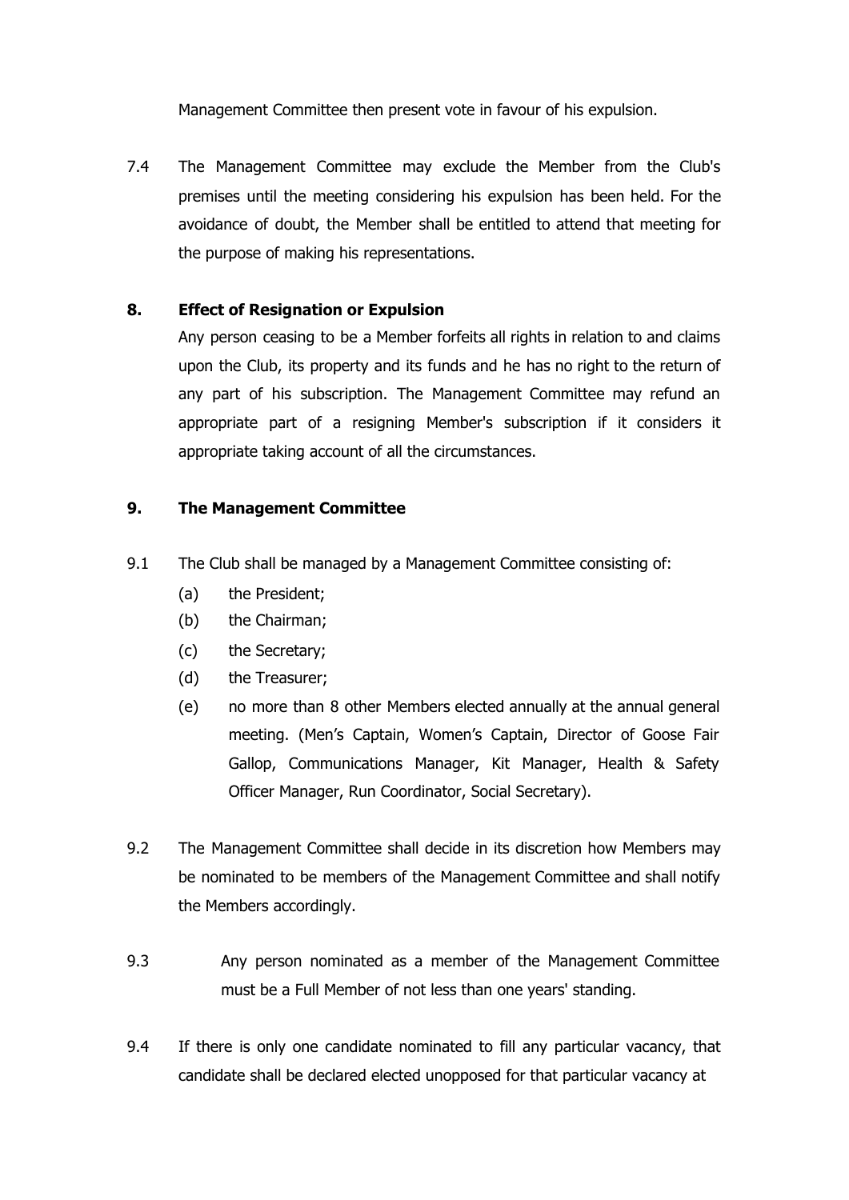Management Committee then present vote in favour of his expulsion.

7.4 The Management Committee may exclude the Member from the Club's premises until the meeting considering his expulsion has been held. For the avoidance of doubt, the Member shall be entitled to attend that meeting for the purpose of making his representations.

## 8. Effect of Resignation or Expulsion

Any person ceasing to be a Member forfeits all rights in relation to and claims upon the Club, its property and its funds and he has no right to the return of any part of his subscription. The Management Committee may refund an appropriate part of a resigning Member's subscription if it considers it appropriate taking account of all the circumstances.

## 9. The Management Committee

9.1 The Club shall be managed by a Management Committee consisting of:

- (a) the President;
- (b) the Chairman;
- (c) the Secretary;
- (d) the Treasurer;
- (e) no more than 8 other Members elected annually at the annual general meeting. (Men's Captain, Women's Captain, Director of Goose Fair Gallop, Communications Manager, Kit Manager, Health & Safety Officer Manager, Run Coordinator, Social Secretary).

9.2 The Management Committee shall decide in its discretion how Members may be nominated to be members of the Management Committee and shall notify the Members accordingly.

9.3 Any person nominated as a member of the Management Committee must be a Full Member of not less than one years' standing.

9.4 If there is only one candidate nominated to fill any particular vacancy, that candidate shall be declared elected unopposed for that particular vacancy at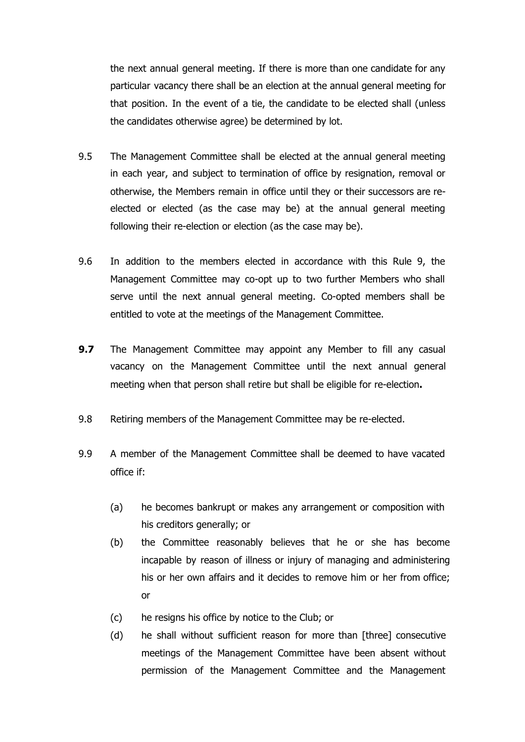the next annual general meeting. If there is more than one candidate for any particular vacancy there shall be an election at the annual general meeting for that position. In the event of a tie, the candidate to be elected shall (unless the candidates otherwise agree) be determined by lot.

9.5 The Management Committee shall be elected at the annual general meeting in each year, and subject to termination of office by resignation, removal or otherwise, the Members remain in office until they or their successors are re-elected or elected (as the case may be) at the annual general meeting following their re-election or election (as the case may be).

9.6 In addition to the members elected in accordance with this Rule 9, the Management Committee may co-opt up to two further Members who shall serve until the next annual general meeting. Co-opted members shall be entitled to vote at the meetings of the Management Committee.

**9.7** The Management Committee may appoint any Member to fill any casual vacancy on the Management Committee until the next annual general meeting when that person shall retire but shall be eligible for re-election**.**

9.8 Retiring members of the Management Committee may be re-elected.

9.9 A member of the Management Committee shall be deemed to have vacated office if:

(a) he becomes bankrupt or makes any arrangement or composition with his creditors generally; or

(b) the Committee reasonably believes that he or she has become incapable by reason of illness or injury of managing and administering his or her own affairs and it decides to remove him or her from office; or

(c) he resigns his office by notice to the Club; or

(d) he shall without sufficient reason for more than [three] consecutive meetings of the Management Committee have been absent without permission of the Management Committee and the Management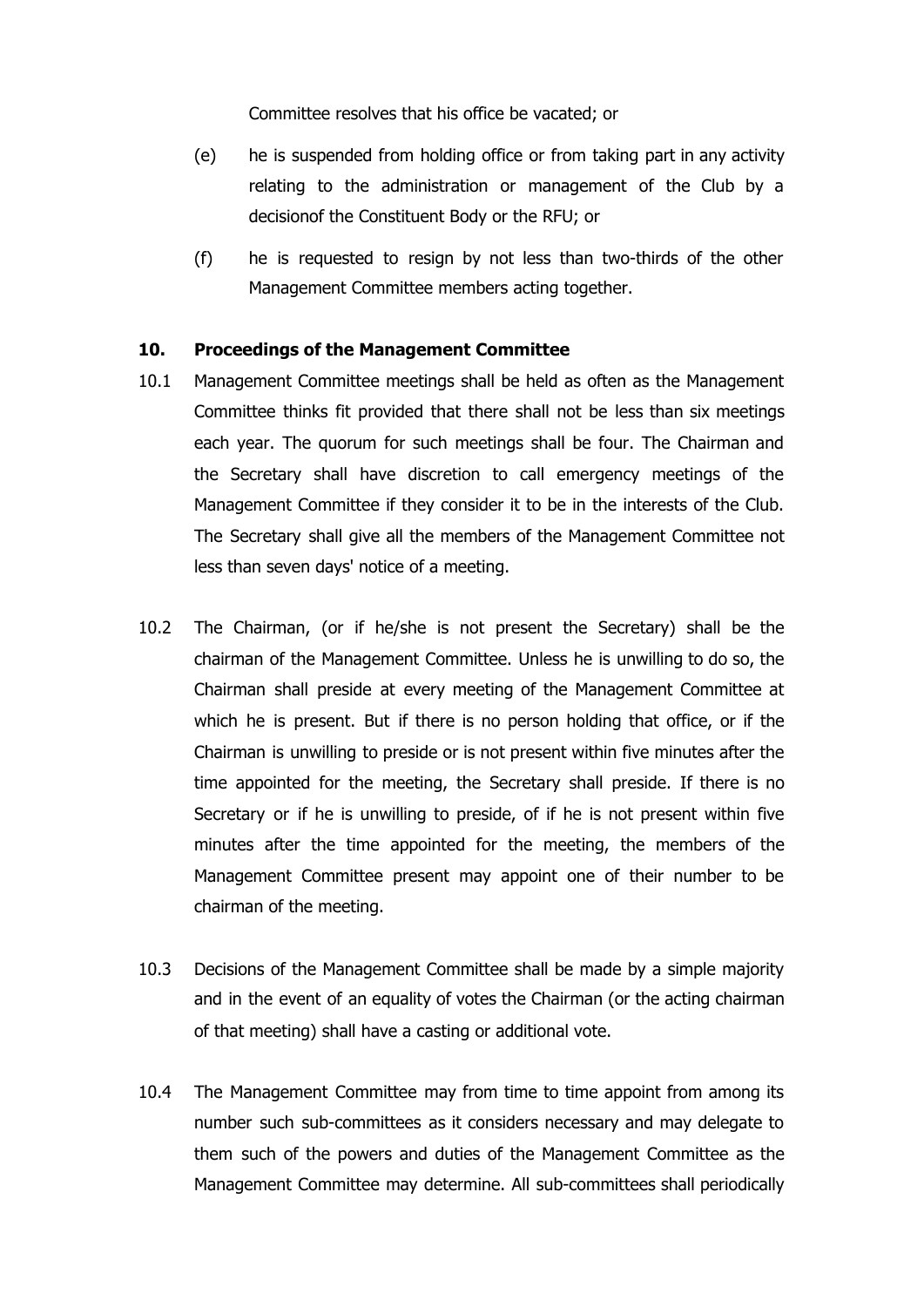Committee resolves that his office be vacated; or

(e) he is suspended from holding office or from taking part in any activity relating to the administration or management of the Club by a decisionof the Constituent Body or the RFU; or

(f) he is requested to resign by not less than two-thirds of the other Management Committee members acting together.

**10. Proceedings of the Management Committee**

10.1 Management Committee meetings shall be held as often as the Management Committee thinks fit provided that there shall not be less than six meetings each year. The quorum for such meetings shall be four. The Chairman and the Secretary shall have discretion to call emergency meetings of the Management Committee if they consider it to be in the interests of the Club. The Secretary shall give all the members of the Management Committee not less than seven days' notice of a meeting.

10.2 The Chairman, (or if he/she is not present the Secretary) shall be the chairman of the Management Committee. Unless he is unwilling to do so, the Chairman shall preside at every meeting of the Management Committee at which he is present. But if there is no person holding that office, or if the Chairman is unwilling to preside or is not present within five minutes after the time appointed for the meeting, the Secretary shall preside. If there is no Secretary or if he is unwilling to preside, of if he is not present within five minutes after the time appointed for the meeting, the members of the Management Committee present may appoint one of their number to be chairman of the meeting.

10.3 Decisions of the Management Committee shall be made by a simple majority and in the event of an equality of votes the Chairman (or the acting chairman of that meeting) shall have a casting or additional vote.

10.4 The Management Committee may from time to time appoint from among its number such sub-committees as it considers necessary and may delegate to them such of the powers and duties of the Management Committee as the Management Committee may determine. All sub-committees shall periodically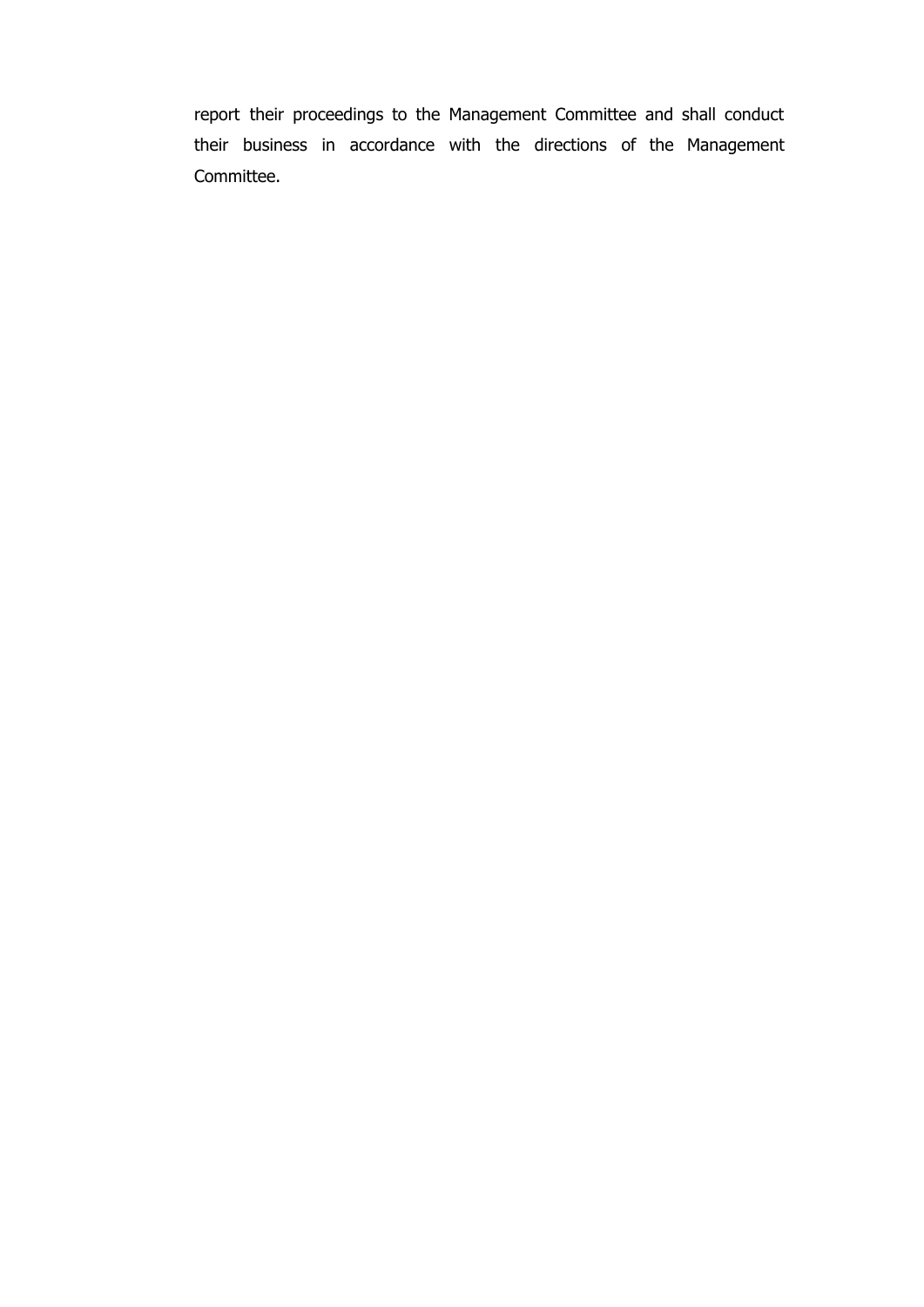report their proceedings to the Management Committee and shall conduct their business in accordance with the directions of the Management Committee.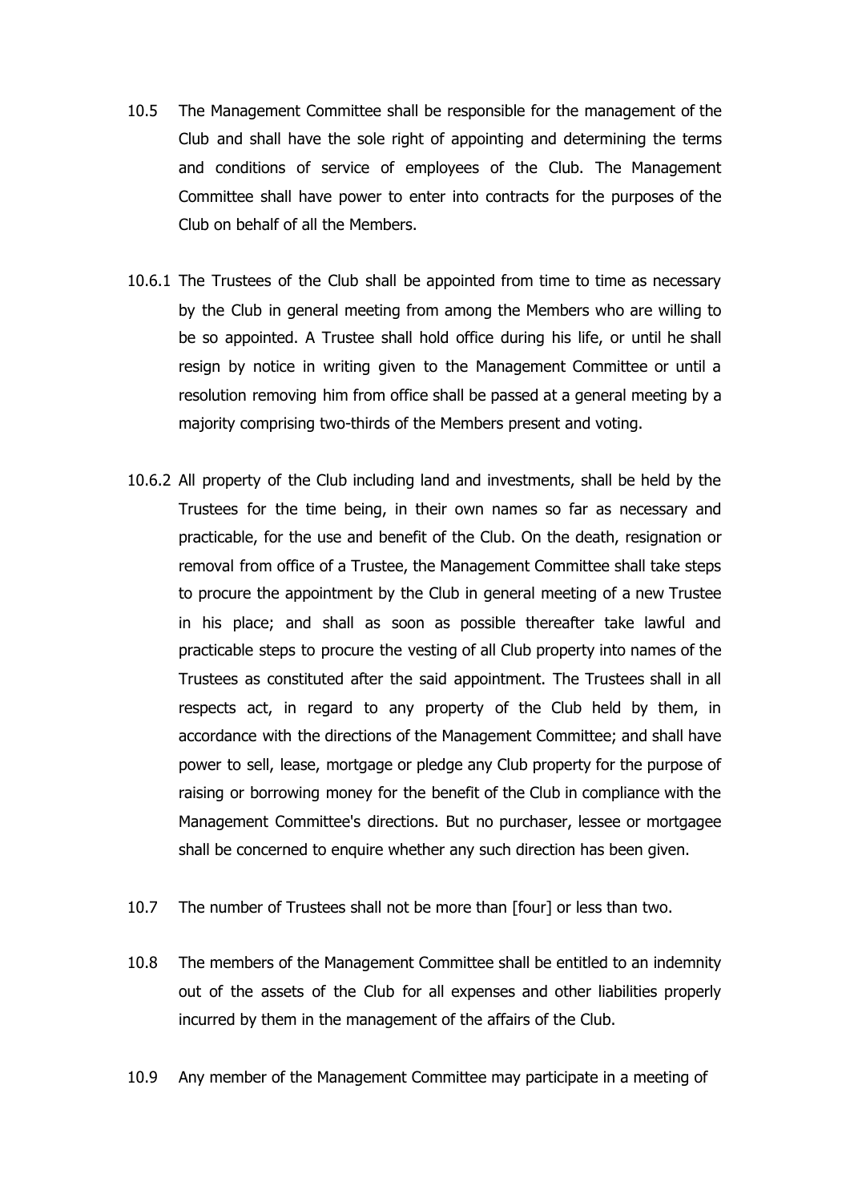10.5 The Management Committee shall be responsible for the management of the Club and shall have the sole right of appointing and determining the terms and conditions of service of employees of the Club. The Management Committee shall have power to enter into contracts for the purposes of the Club on behalf of all the Members.

10.6.1 The Trustees of the Club shall be appointed from time to time as necessary by the Club in general meeting from among the Members who are willing to be so appointed. A Trustee shall hold office during his life, or until he shall resign by notice in writing given to the Management Committee or until a resolution removing him from office shall be passed at a general meeting by a majority comprising two-thirds of the Members present and voting.

10.6.2 All property of the Club including land and investments, shall be held by the Trustees for the time being, in their own names so far as necessary and practicable, for the use and benefit of the Club. On the death, resignation or removal from office of a Trustee, the Management Committee shall take steps to procure the appointment by the Club in general meeting of a new Trustee in his place; and shall as soon as possible thereafter take lawful and practicable steps to procure the vesting of all Club property into names of the Trustees as constituted after the said appointment. The Trustees shall in all respects act, in regard to any property of the Club held by them, in accordance with the directions of the Management Committee; and shall have power to sell, lease, mortgage or pledge any Club property for the purpose of raising or borrowing money for the benefit of the Club in compliance with the Management Committee's directions. But no purchaser, lessee or mortgagee shall be concerned to enquire whether any such direction has been given.

10.7 The number of Trustees shall not be more than [four] or less than two.

10.8 The members of the Management Committee shall be entitled to an indemnity out of the assets of the Club for all expenses and other liabilities properly incurred by them in the management of the affairs of the Club.

10.9 Any member of the Management Committee may participate in a meeting of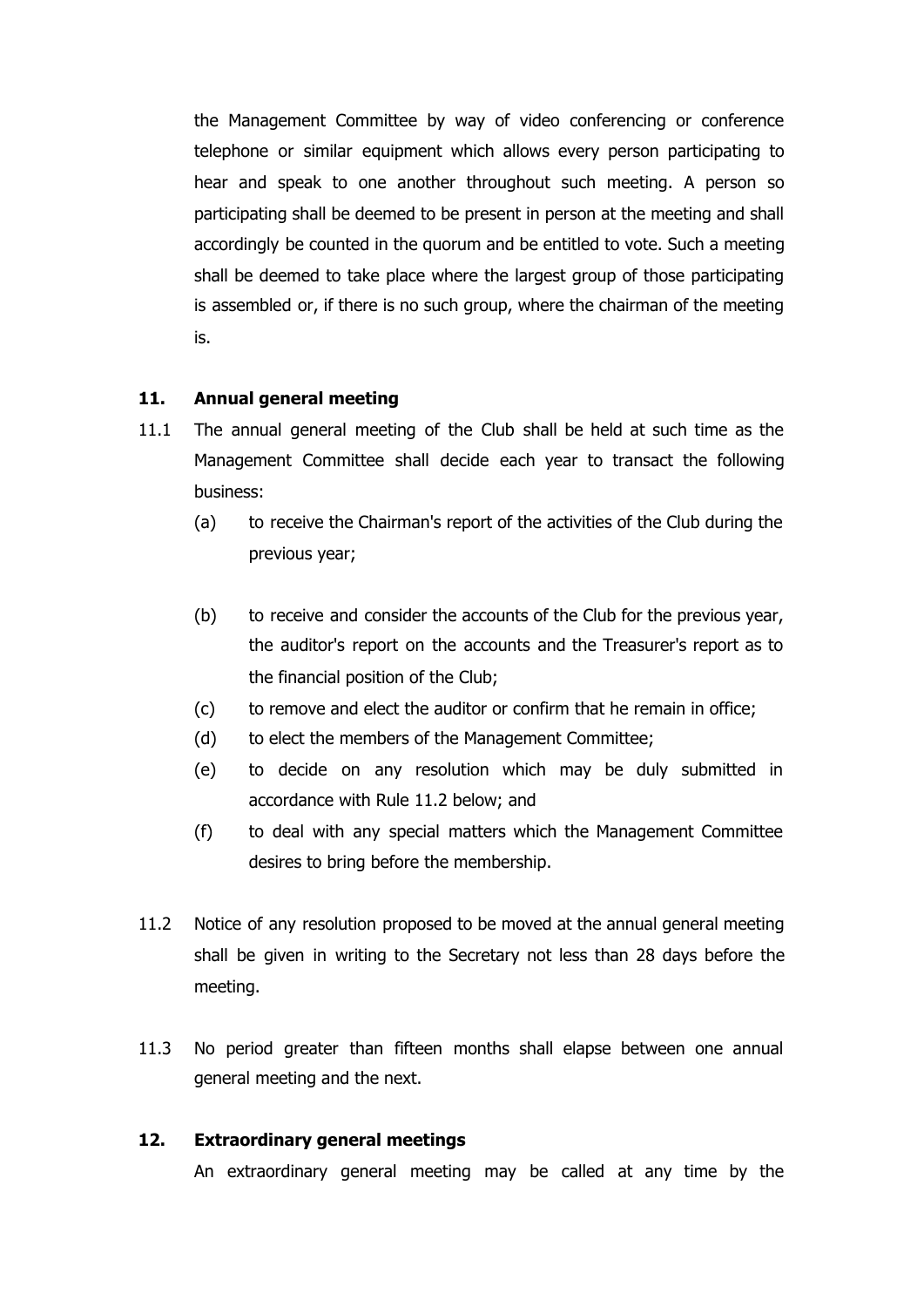the Management Committee by way of video conferencing or conference telephone or similar equipment which allows every person participating to hear and speak to one another throughout such meeting. A person so participating shall be deemed to be present in person at the meeting and shall accordingly be counted in the quorum and be entitled to vote. Such a meeting shall be deemed to take place where the largest group of those participating is assembled or, if there is no such group, where the chairman of the meeting is.

## 11. Annual general meeting

11.1 The annual general meeting of the Club shall be held at such time as the Management Committee shall decide each year to transact the following business:

(a) to receive the Chairman's report of the activities of the Club during the previous year;

(b) to receive and consider the accounts of the Club for the previous year, the auditor's report on the accounts and the Treasurer's report as to the financial position of the Club;

(c) to remove and elect the auditor or confirm that he remain in office;

(d) to elect the members of the Management Committee;

(e) to decide on any resolution which may be duly submitted in accordance with Rule 11.2 below; and

(f) to deal with any special matters which the Management Committee desires to bring before the membership.

11.2 Notice of any resolution proposed to be moved at the annual general meeting shall be given in writing to the Secretary not less than 28 days before the meeting.

11.3 No period greater than fifteen months shall elapse between one annual general meeting and the next.

## 12. Extraordinary general meetings

An extraordinary general meeting may be called at any time by the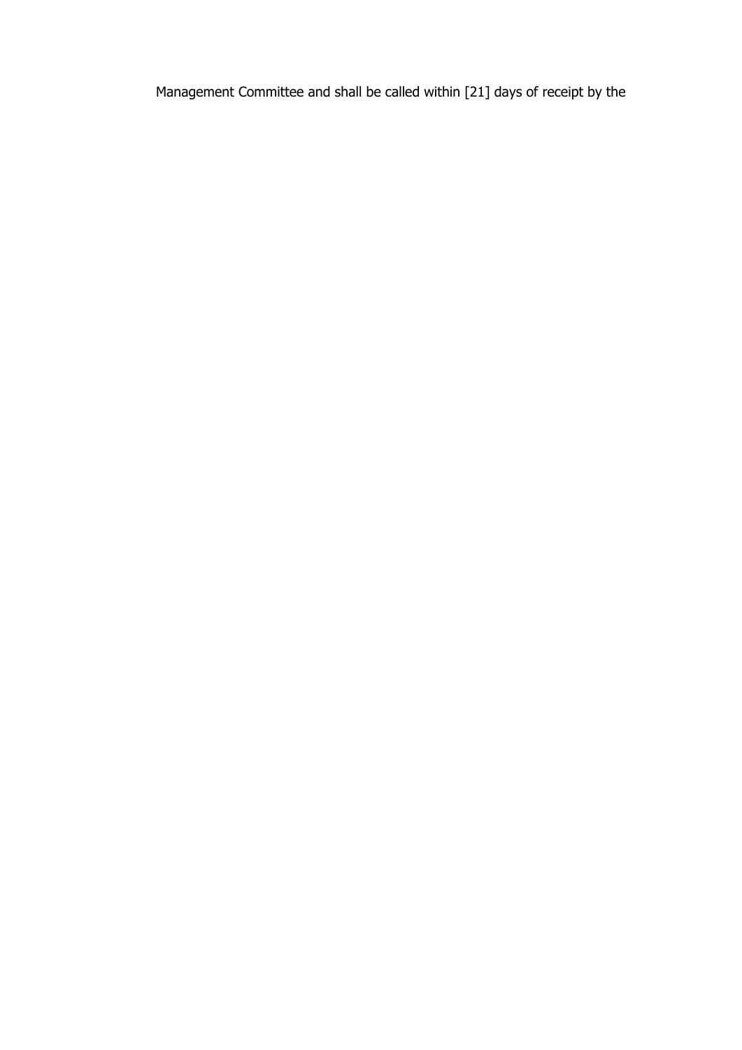Management Committee and shall be called within [21] days of receipt by the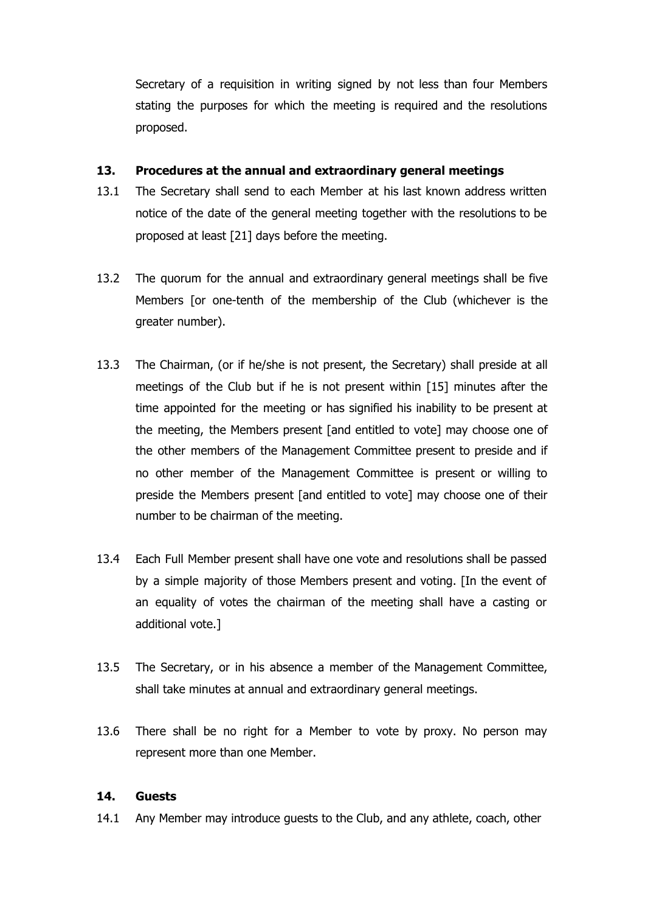Secretary of a requisition in writing signed by not less than four Members stating the purposes for which the meeting is required and the resolutions proposed.

## 13. Procedures at the annual and extraordinary general meetings

13.1 The Secretary shall send to each Member at his last known address written notice of the date of the general meeting together with the resolutions to be proposed at least [21] days before the meeting.

13.2 The quorum for the annual and extraordinary general meetings shall be five Members [or one-tenth of the membership of the Club (whichever is the greater number).

13.3 The Chairman, (or if he/she is not present, the Secretary) shall preside at all meetings of the Club but if he is not present within [15] minutes after the time appointed for the meeting or has signified his inability to be present at the meeting, the Members present [and entitled to vote] may choose one of the other members of the Management Committee present to preside and if no other member of the Management Committee is present or willing to preside the Members present [and entitled to vote] may choose one of their number to be chairman of the meeting.

13.4 Each Full Member present shall have one vote and resolutions shall be passed by a simple majority of those Members present and voting. [In the event of an equality of votes the chairman of the meeting shall have a casting or additional vote.]

13.5 The Secretary, or in his absence a member of the Management Committee, shall take minutes at annual and extraordinary general meetings.

13.6 There shall be no right for a Member to vote by proxy. No person may represent more than one Member.

## 14. Guests

14.1 Any Member may introduce guests to the Club, and any athlete, coach, other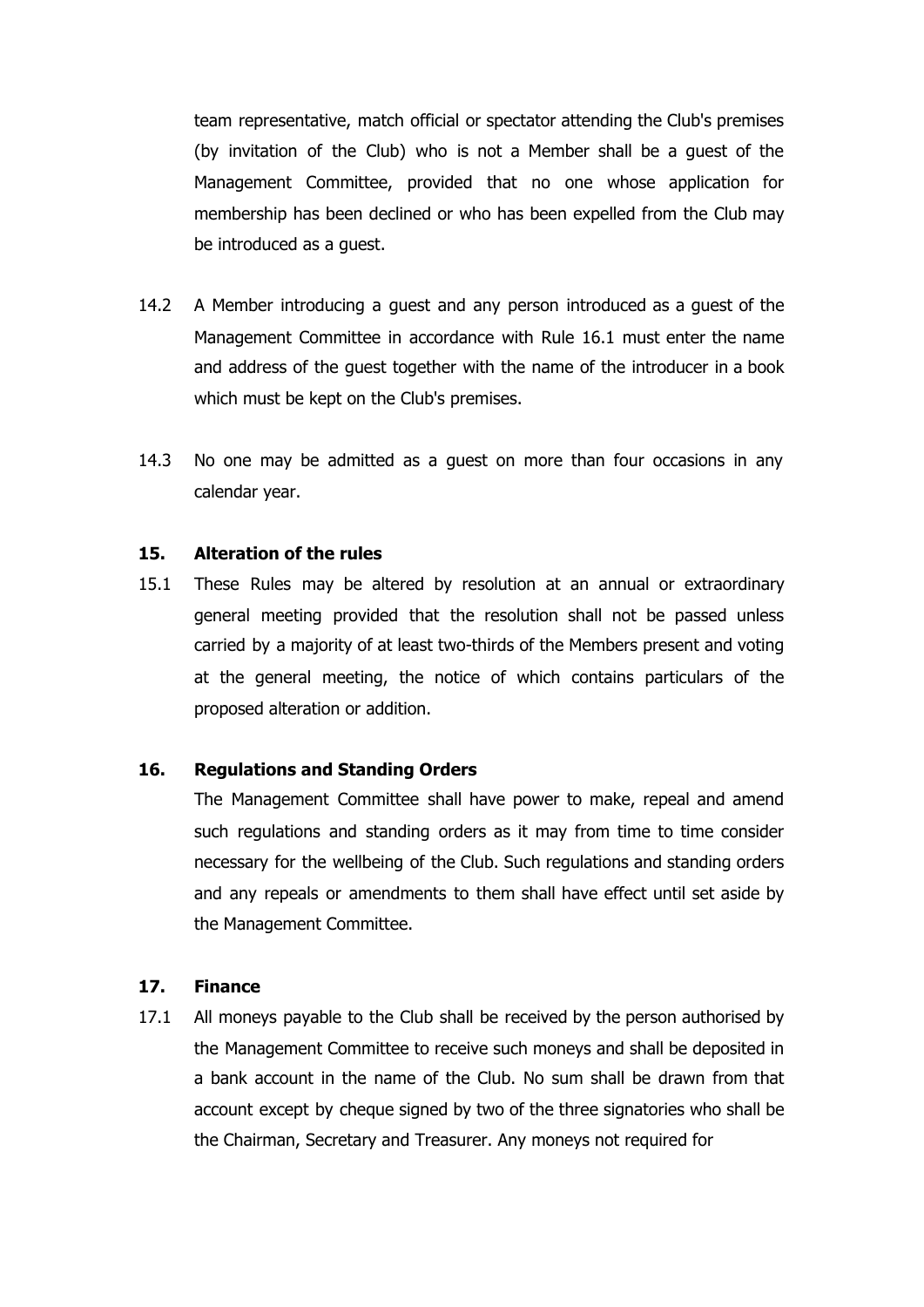team representative, match official or spectator attending the Club's premises (by invitation of the Club) who is not a Member shall be a guest of the Management Committee, provided that no one whose application for membership has been declined or who has been expelled from the Club may be introduced as a guest.

14.2 A Member introducing a guest and any person introduced as a guest of the Management Committee in accordance with Rule 16.1 must enter the name and address of the guest together with the name of the introducer in a book which must be kept on the Club's premises.

14.3 No one may be admitted as a guest on more than four occasions in any calendar year.

## 15. Alteration of the rules

15.1 These Rules may be altered by resolution at an annual or extraordinary general meeting provided that the resolution shall not be passed unless carried by a majority of at least two-thirds of the Members present and voting at the general meeting, the notice of which contains particulars of the proposed alteration or addition.

## 16. Regulations and Standing Orders

The Management Committee shall have power to make, repeal and amend such regulations and standing orders as it may from time to time consider necessary for the wellbeing of the Club. Such regulations and standing orders and any repeals or amendments to them shall have effect until set aside by the Management Committee.

## 17. Finance

17.1 All moneys payable to the Club shall be received by the person authorised by the Management Committee to receive such moneys and shall be deposited in a bank account in the name of the Club. No sum shall be drawn from that account except by cheque signed by two of the three signatories who shall be the Chairman, Secretary and Treasurer. Any moneys not required for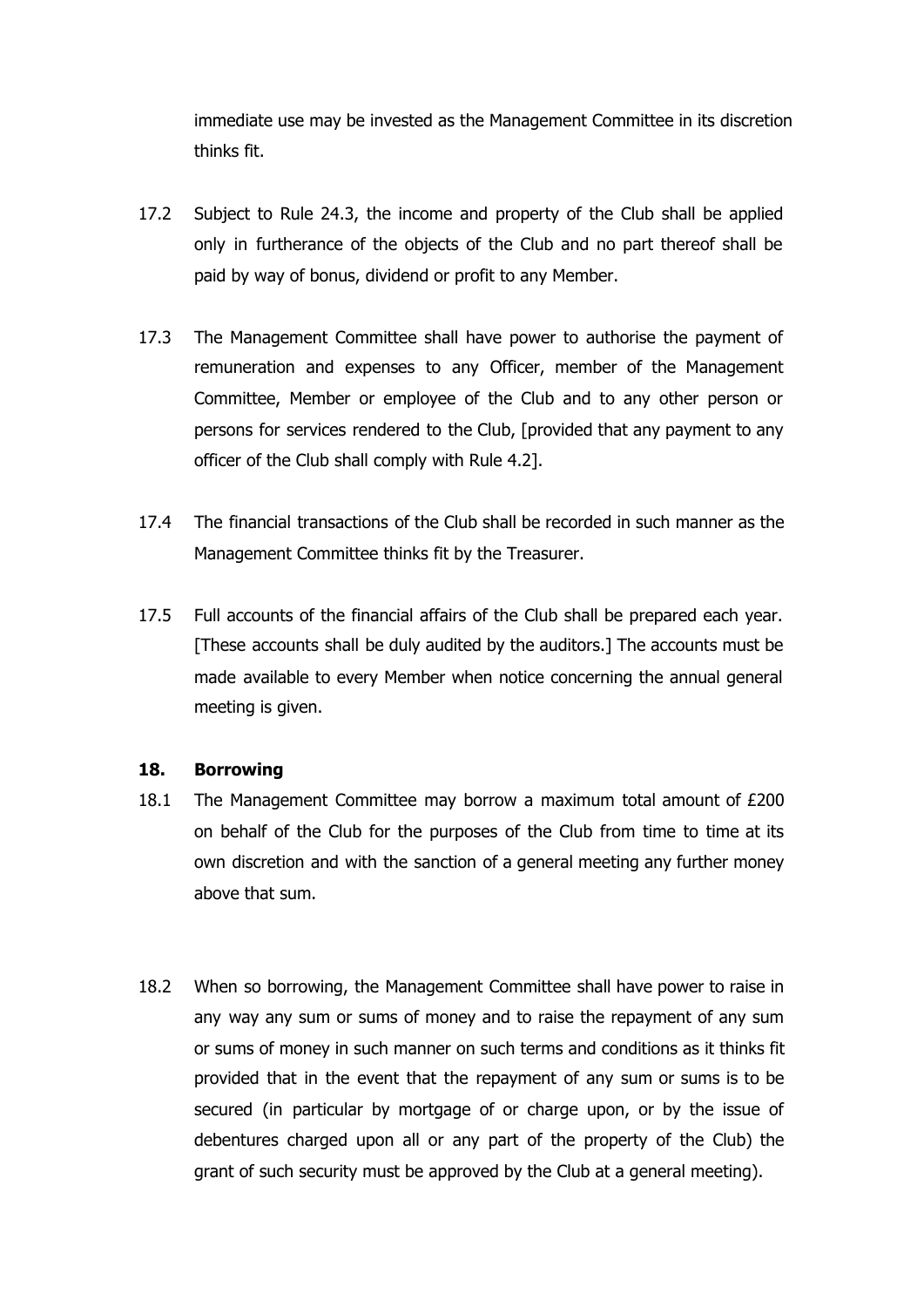immediate use may be invested as the Management Committee in its discretion thinks fit.

17.2 Subject to Rule 24.3, the income and property of the Club shall be applied only in furtherance of the objects of the Club and no part thereof shall be paid by way of bonus, dividend or profit to any Member.

17.3 The Management Committee shall have power to authorise the payment of remuneration and expenses to any Officer, member of the Management Committee, Member or employee of the Club and to any other person or persons for services rendered to the Club, [provided that any payment to any officer of the Club shall comply with Rule 4.2].

17.4 The financial transactions of the Club shall be recorded in such manner as the Management Committee thinks fit by the Treasurer.

17.5 Full accounts of the financial affairs of the Club shall be prepared each year. [These accounts shall be duly audited by the auditors.] The accounts must be made available to every Member when notice concerning the annual general meeting is given.

### 18. Borrowing

18.1 The Management Committee may borrow a maximum total amount of £200 on behalf of the Club for the purposes of the Club from time to time at its own discretion and with the sanction of a general meeting any further money above that sum.

18.2 When so borrowing, the Management Committee shall have power to raise in any way any sum or sums of money and to raise the repayment of any sum or sums of money in such manner on such terms and conditions as it thinks fit provided that in the event that the repayment of any sum or sums is to be secured (in particular by mortgage of or charge upon, or by the issue of debentures charged upon all or any part of the property of the Club) the grant of such security must be approved by the Club at a general meeting).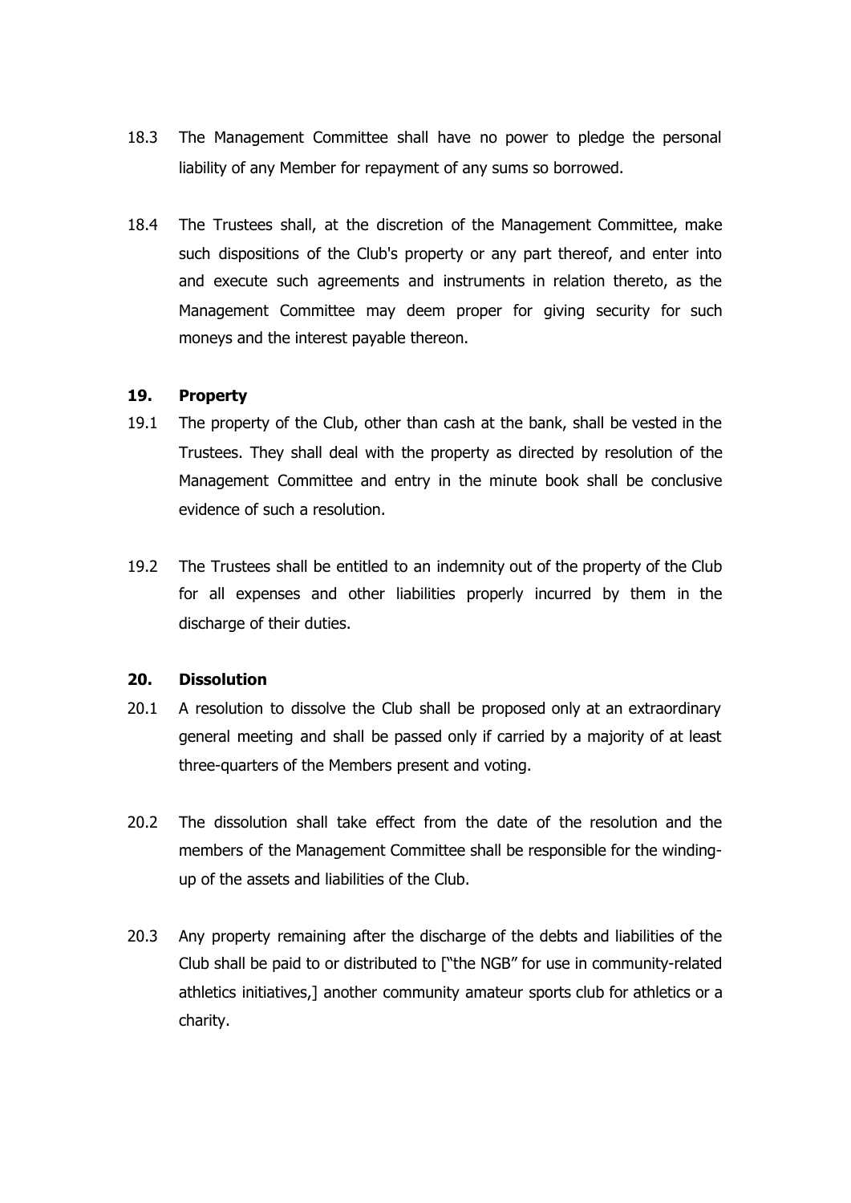18.3 The Management Committee shall have no power to pledge the personal liability of any Member for repayment of any sums so borrowed.

18.4 The Trustees shall, at the discretion of the Management Committee, make such dispositions of the Club's property or any part thereof, and enter into and execute such agreements and instruments in relation thereto, as the Management Committee may deem proper for giving security for such moneys and the interest payable thereon.

## 19. Property

19.1 The property of the Club, other than cash at the bank, shall be vested in the Trustees. They shall deal with the property as directed by resolution of the Management Committee and entry in the minute book shall be conclusive evidence of such a resolution.

19.2 The Trustees shall be entitled to an indemnity out of the property of the Club for all expenses and other liabilities properly incurred by them in the discharge of their duties.

## 20. Dissolution

20.1 A resolution to dissolve the Club shall be proposed only at an extraordinary general meeting and shall be passed only if carried by a majority of at least three-quarters of the Members present and voting.

20.2 The dissolution shall take effect from the date of the resolution and the members of the Management Committee shall be responsible for the winding-up of the assets and liabilities of the Club.

20.3 Any property remaining after the discharge of the debts and liabilities of the Club shall be paid to or distributed to ["the NGB" for use in community-related athletics initiatives,] another community amateur sports club for athletics or a charity.